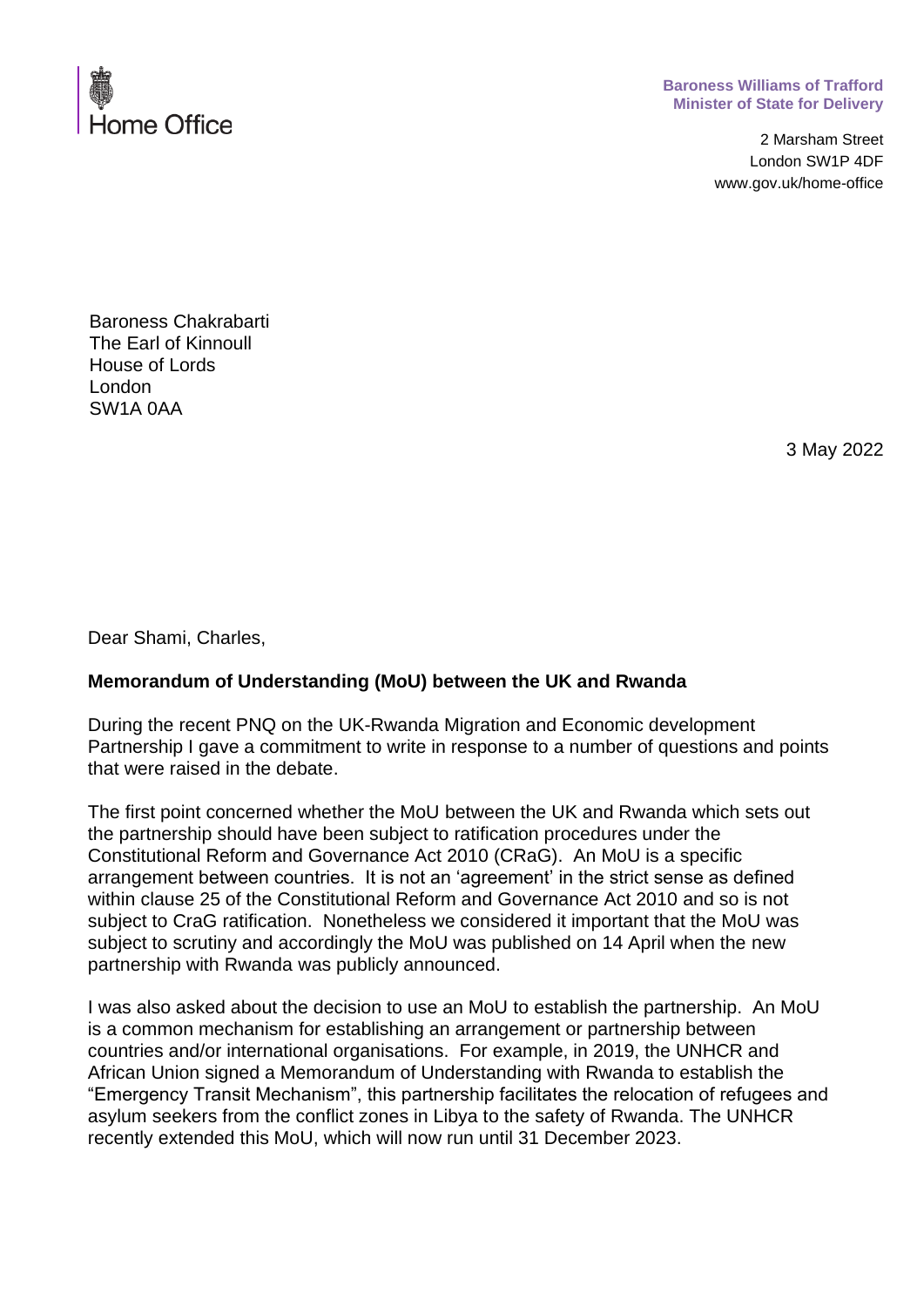Home Office

**Baroness Williams of Trafford**
**Minister of State for Delivery**

2 Marsham Street
London SW1P 4DF
www.gov.uk/home-office

Baroness Chakrabarti
The Earl of Kinnoull
House of Lords
London
SW1A 0AA

3 May 2022

Dear Shami, Charles,

**Memorandum of Understanding (MoU) between the UK and Rwanda**

During the recent PNQ on the UK-Rwanda Migration and Economic development Partnership I gave a commitment to write in response to a number of questions and points that were raised in the debate.

The first point concerned whether the MoU between the UK and Rwanda which sets out the partnership should have been subject to ratification procedures under the Constitutional Reform and Governance Act 2010 (CRaG). An MoU is a specific arrangement between countries. It is not an 'agreement' in the strict sense as defined within clause 25 of the Constitutional Reform and Governance Act 2010 and so is not subject to CraG ratification. Nonetheless we considered it important that the MoU was subject to scrutiny and accordingly the MoU was published on 14 April when the new partnership with Rwanda was publicly announced.

I was also asked about the decision to use an MoU to establish the partnership. An MoU is a common mechanism for establishing an arrangement or partnership between countries and/or international organisations. For example, in 2019, the UNHCR and African Union signed a Memorandum of Understanding with Rwanda to establish the "Emergency Transit Mechanism", this partnership facilitates the relocation of refugees and asylum seekers from the conflict zones in Libya to the safety of Rwanda. The UNHCR recently extended this MoU, which will now run until 31 December 2023.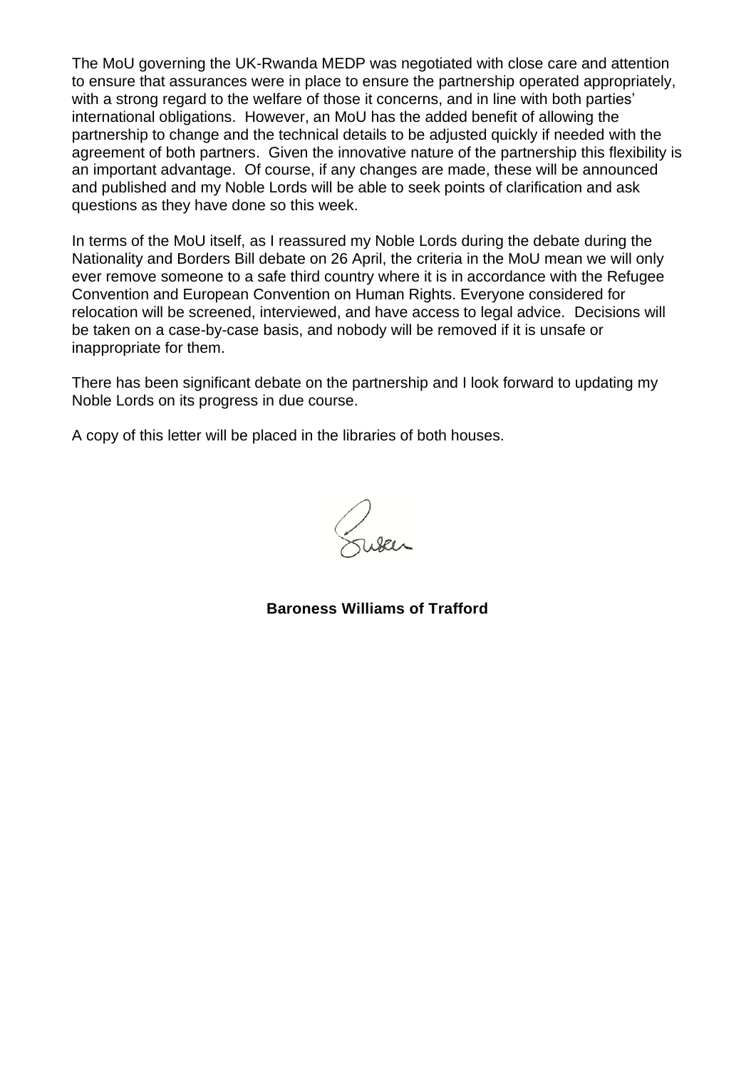The MoU governing the UK-Rwanda MEDP was negotiated with close care and attention to ensure that assurances were in place to ensure the partnership operated appropriately, with a strong regard to the welfare of those it concerns, and in line with both parties' international obligations. However, an MoU has the added benefit of allowing the partnership to change and the technical details to be adjusted quickly if needed with the agreement of both partners. Given the innovative nature of the partnership this flexibility is an important advantage. Of course, if any changes are made, these will be announced and published and my Noble Lords will be able to seek points of clarification and ask questions as they have done so this week.

In terms of the MoU itself, as I reassured my Noble Lords during the debate during the Nationality and Borders Bill debate on 26 April, the criteria in the MoU mean we will only ever remove someone to a safe third country where it is in accordance with the Refugee Convention and European Convention on Human Rights. Everyone considered for relocation will be screened, interviewed, and have access to legal advice. Decisions will be taken on a case-by-case basis, and nobody will be removed if it is unsafe or inappropriate for them.

There has been significant debate on the partnership and I look forward to updating my Noble Lords on its progress in due course.

A copy of this letter will be placed in the libraries of both houses.

Susan

**Baroness Williams of Trafford**